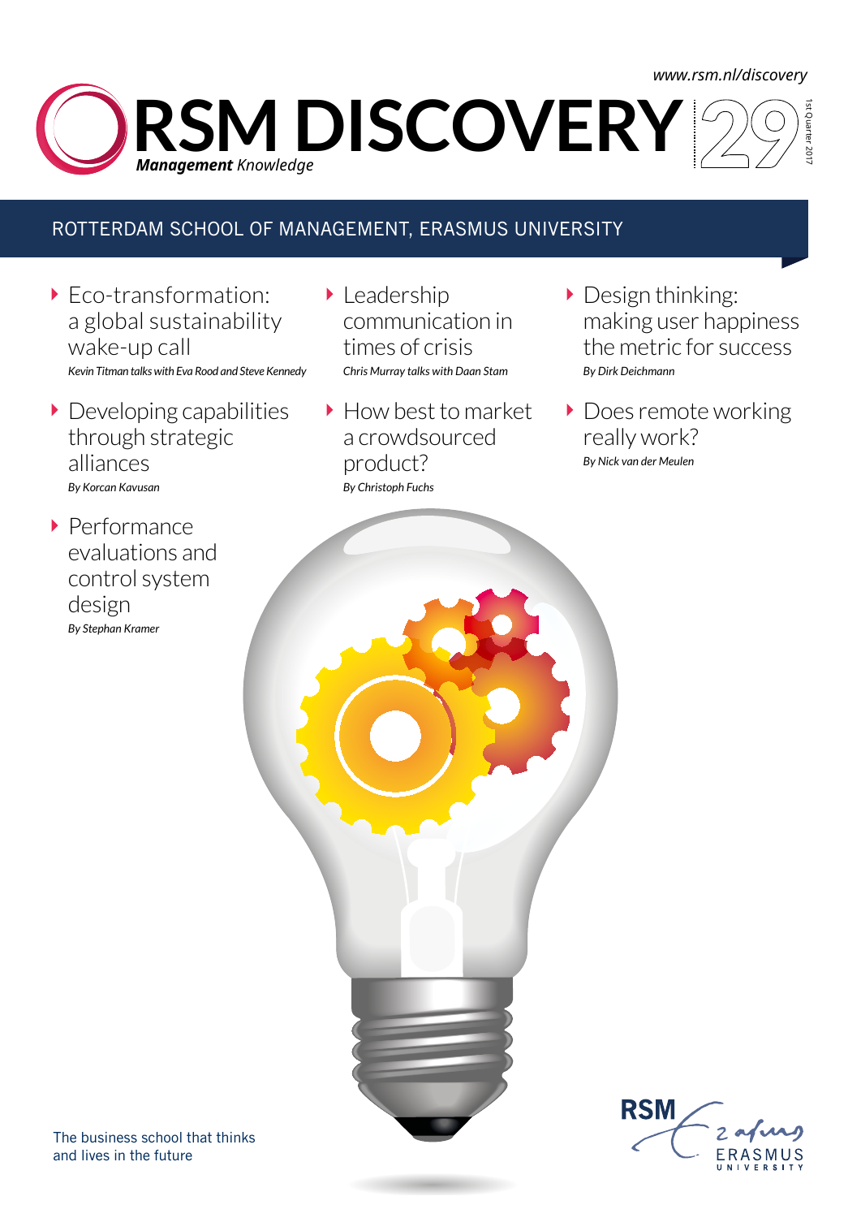www.rsm.nl/discovery

# RSM DISCOVERY 29

***Management*** *Knowledge*

1st Quarter 2017

## ROTTERDAM SCHOOL OF MANAGEMENT, ERASMUS UNIVERSITY

- Eco-transformation: a global sustainability wake-up call
  *Kevin Titman talks with Eva Rood and Steve Kennedy*

- Developing capabilities through strategic alliances
  *By Korcan Kavusan*

- Performance evaluations and control system design
  *By Stephan Kramer*

- Leadership communication in times of crisis
  *Chris Murray talks with Daan Stam*

- How best to market a crowdsourced product?
  *By Christoph Fuchs*

- Design thinking: making user happiness the metric for success
  *By Dirk Deichmann*

- Does remote working really work?
  *By Nick van der Meulen*

The business school that thinks and lives in the future

RSM Erasmus University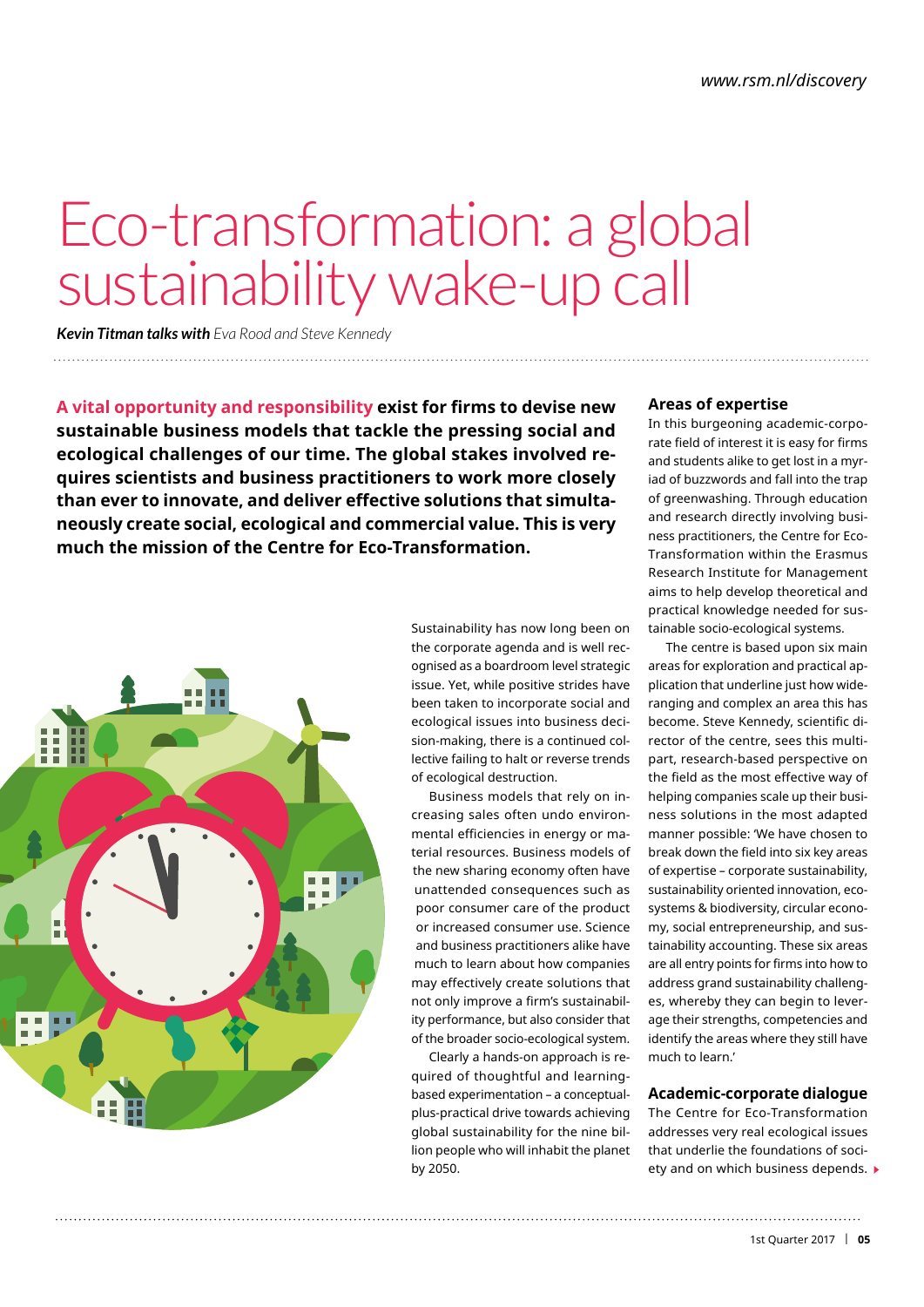# Eco-transformation: a global sustainability wake-up call

***Kevin Titman talks with*** *Eva Rood and Steve Kennedy*

**A vital opportunity and responsibility exist for firms to devise new sustainable business models that tackle the pressing social and ecological challenges of our time. The global stakes involved requires scientists and business practitioners to work more closely than ever to innovate, and deliver effective solutions that simultaneously create social, ecological and commercial value. This is very much the mission of the Centre for Eco-Transformation.**

Sustainability has now long been on the corporate agenda and is well recognised as a boardroom level strategic issue. Yet, while positive strides have been taken to incorporate social and ecological issues into business decision-making, there is a continued collective failing to halt or reverse trends of ecological destruction.

Business models that rely on increasing sales often undo environmental efficiencies in energy or material resources. Business models of the new sharing economy often have unattended consequences such as poor consumer care of the product or increased consumer use. Science and business practitioners alike have much to learn about how companies may effectively create solutions that not only improve a firm's sustainability performance, but also consider that of the broader socio-ecological system.

Clearly a hands-on approach is required of thoughtful and learning-based experimentation – a conceptual-plus-practical drive towards achieving global sustainability for the nine billion people who will inhabit the planet by 2050.

## Areas of expertise

In this burgeoning academic-corporate field of interest it is easy for firms and students alike to get lost in a myriad of buzzwords and fall into the trap of greenwashing. Through education and research directly involving business practitioners, the Centre for Eco-Transformation within the Erasmus Research Institute for Management aims to help develop theoretical and practical knowledge needed for sustainable socio-ecological systems.

The centre is based upon six main areas for exploration and practical application that underline just how wide-ranging and complex an area this has become. Steve Kennedy, scientific director of the centre, sees this multi-part, research-based perspective on the field as the most effective way of helping companies scale up their business solutions in the most adapted manner possible: 'We have chosen to break down the field into six key areas of expertise – corporate sustainability, sustainability oriented innovation, ecosystems & biodiversity, circular economy, social entrepreneurship, and sustainability accounting. These six areas are all entry points for firms into how to address grand sustainability challenges, whereby they can begin to leverage their strengths, competencies and identify the areas where they still have much to learn.'

## Academic-corporate dialogue

The Centre for Eco-Transformation addresses very real ecological issues that underlie the foundations of society and on which business depends.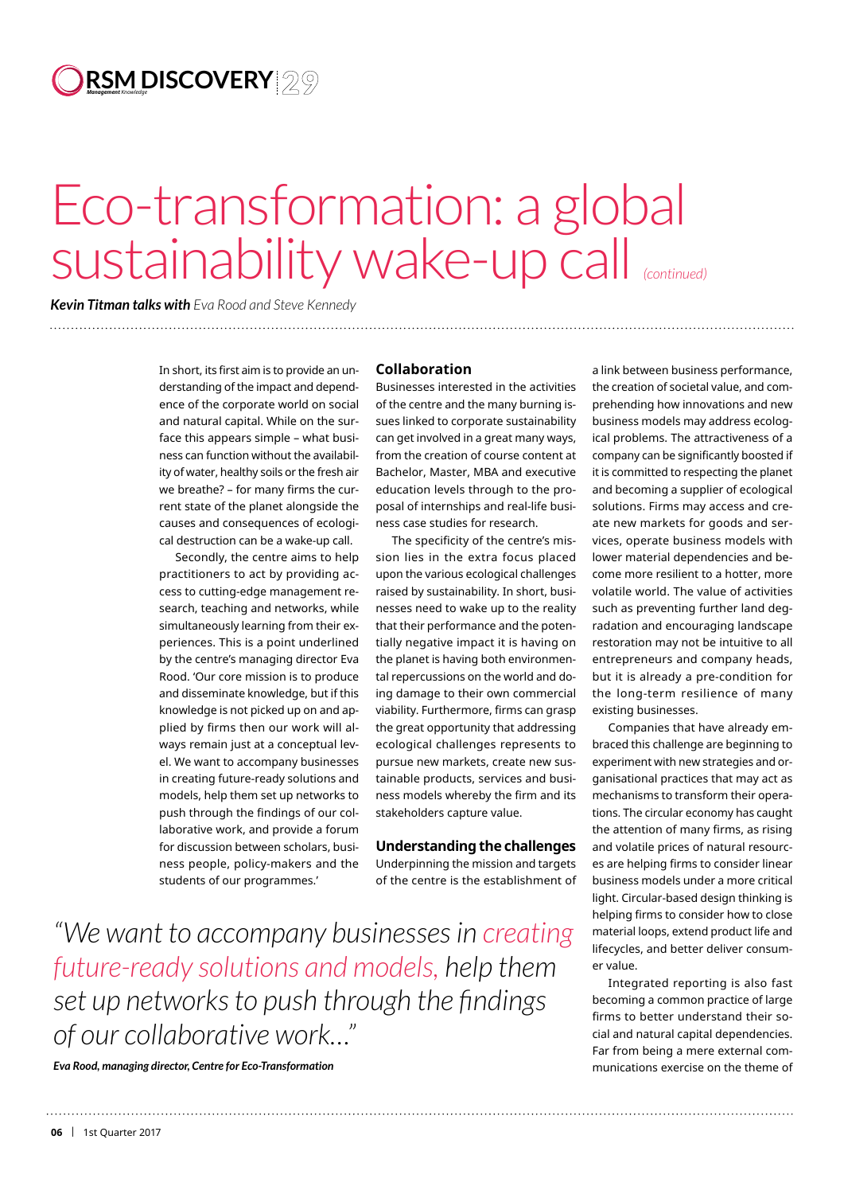# Eco-transformation: a global sustainability wake-up call *(continued)*

***Kevin Titman talks with** Eva Rood and Steve Kennedy*

In short, its first aim is to provide an understanding of the impact and dependence of the corporate world on social and natural capital. While on the surface this appears simple – what business can function without the availability of water, healthy soils or the fresh air we breathe? – for many firms the current state of the planet alongside the causes and consequences of ecological destruction can be a wake-up call.

Secondly, the centre aims to help practitioners to act by providing access to cutting-edge management research, teaching and networks, while simultaneously learning from their experiences. This is a point underlined by the centre's managing director Eva Rood. 'Our core mission is to produce and disseminate knowledge, but if this knowledge is not picked up on and applied by firms then our work will always remain just at a conceptual level. We want to accompany businesses in creating future-ready solutions and models, help them set up networks to push through the findings of our collaborative work, and provide a forum for discussion between scholars, business people, policy-makers and the students of our programmes.'

## Collaboration

Businesses interested in the activities of the centre and the many burning issues linked to corporate sustainability can get involved in a great many ways, from the creation of course content at Bachelor, Master, MBA and executive education levels through to the proposal of internships and real-life business case studies for research.

The specificity of the centre's mission lies in the extra focus placed upon the various ecological challenges raised by sustainability. In short, businesses need to wake up to the reality that their performance and the potentially negative impact it is having on the planet is having both environmental repercussions on the world and doing damage to their own commercial viability. Furthermore, firms can grasp the great opportunity that addressing ecological challenges represents to pursue new markets, create new sustainable products, services and business models whereby the firm and its stakeholders capture value.

## Understanding the challenges

Underpinning the mission and targets of the centre is the establishment of a link between business performance, the creation of societal value, and comprehending how innovations and new business models may address ecological problems. The attractiveness of a company can be significantly boosted if it is committed to respecting the planet and becoming a supplier of ecological solutions. Firms may access and create new markets for goods and services, operate business models with lower material dependencies and become more resilient to a hotter, more volatile world. The value of activities such as preventing further land degradation and encouraging landscape restoration may not be intuitive to all entrepreneurs and company heads, but it is already a pre-condition for the long-term resilience of many existing businesses.

Companies that have already embraced this challenge are beginning to experiment with new strategies and organisational practices that may act as mechanisms to transform their operations. The circular economy has caught the attention of many firms, as rising and volatile prices of natural resources are helping firms to consider linear business models under a more critical light. Circular-based design thinking is helping firms to consider how to close material loops, extend product life and lifecycles, and better deliver consumer value.

Integrated reporting is also fast becoming a common practice of large firms to better understand their social and natural capital dependencies. Far from being a mere external communications exercise on the theme of

> *"We want to accompany businesses in creating future-ready solutions and models, help them set up networks to push through the findings of our collaborative work..."*
>
> ***Eva Rood, managing director, Centre for Eco-Transformation***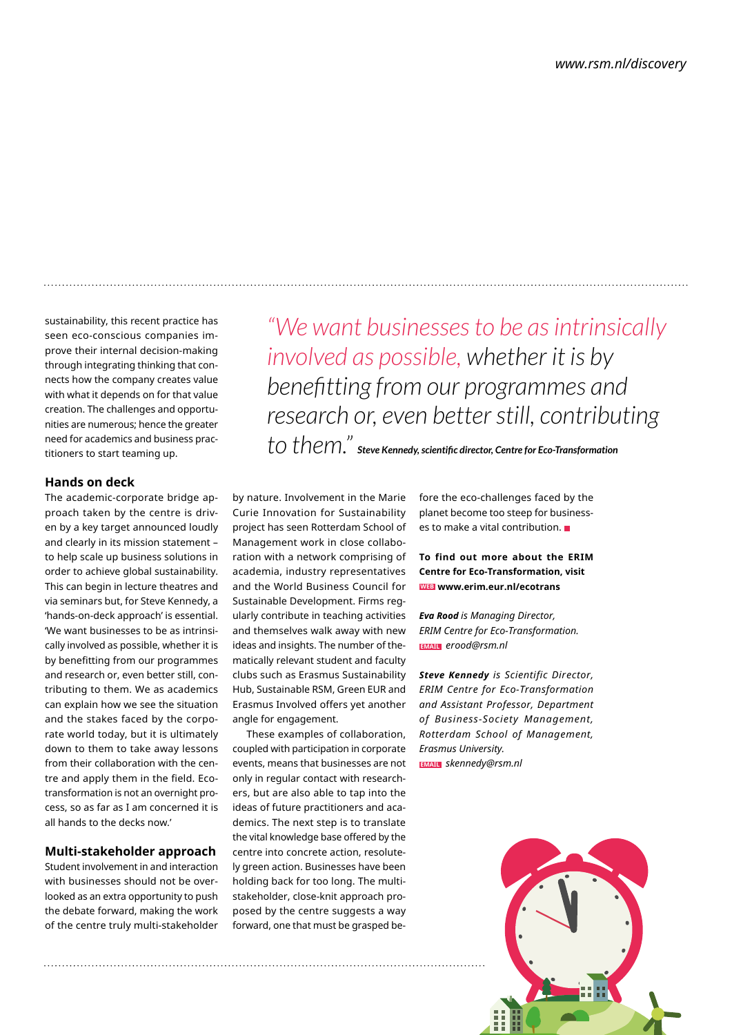sustainability, this recent practice has seen eco-conscious companies improve their internal decision-making through integrating thinking that connects how the company creates value with what it depends on for that value creation. The challenges and opportunities are numerous; hence the greater need for academics and business practitioners to start teaming up.

> *"We want businesses to be as intrinsically involved as possible, whether it is by benefitting from our programmes and research or, even better still, contributing to them."* **Steve Kennedy, scientific director, Centre for Eco-Transformation**

### Hands on deck

The academic-corporate bridge approach taken by the centre is driven by a key target announced loudly and clearly in its mission statement – to help scale up business solutions in order to achieve global sustainability. This can begin in lecture theatres and via seminars but, for Steve Kennedy, a 'hands-on-deck approach' is essential. 'We want businesses to be as intrinsically involved as possible, whether it is by benefitting from our programmes and research or, even better still, contributing to them. We as academics can explain how we see the situation and the stakes faced by the corporate world today, but it is ultimately down to them to take away lessons from their collaboration with the centre and apply them in the field. Eco-transformation is not an overnight process, so as far as I am concerned it is all hands to the decks now.'

### Multi-stakeholder approach

Student involvement in and interaction with businesses should not be overlooked as an extra opportunity to push the debate forward, making the work of the centre truly multi-stakeholder by nature. Involvement in the Marie Curie Innovation for Sustainability project has seen Rotterdam School of Management work in close collaboration with a network comprising of academia, industry representatives and the World Business Council for Sustainable Development. Firms regularly contribute in teaching activities and themselves walk away with new ideas and insights. The number of thematically relevant student and faculty clubs such as Erasmus Sustainability Hub, Sustainable RSM, Green EUR and Erasmus Involved offers yet another angle for engagement.

These examples of collaboration, coupled with participation in corporate events, means that businesses are not only in regular contact with researchers, but are also able to tap into the ideas of future practitioners and academics. The next step is to translate the vital knowledge base offered by the centre into concrete action, resolutely green action. Businesses have been holding back for too long. The multi-stakeholder, close-knit approach proposed by the centre suggests a way forward, one that must be grasped before the eco-challenges faced by the planet become too steep for businesses to make a vital contribution.

**To find out more about the ERIM Centre for Eco-Transformation, visit**
**WEB www.erim.eur.nl/ecotrans**

***Eva Rood*** *is Managing Director, ERIM Centre for Eco-Transformation.*
EMAIL *erood@rsm.nl*

***Steve Kennedy*** *is Scientific Director, ERIM Centre for Eco-Transformation and Assistant Professor, Department of Business-Society Management, Rotterdam School of Management, Erasmus University.*
EMAIL *skennedy@rsm.nl*